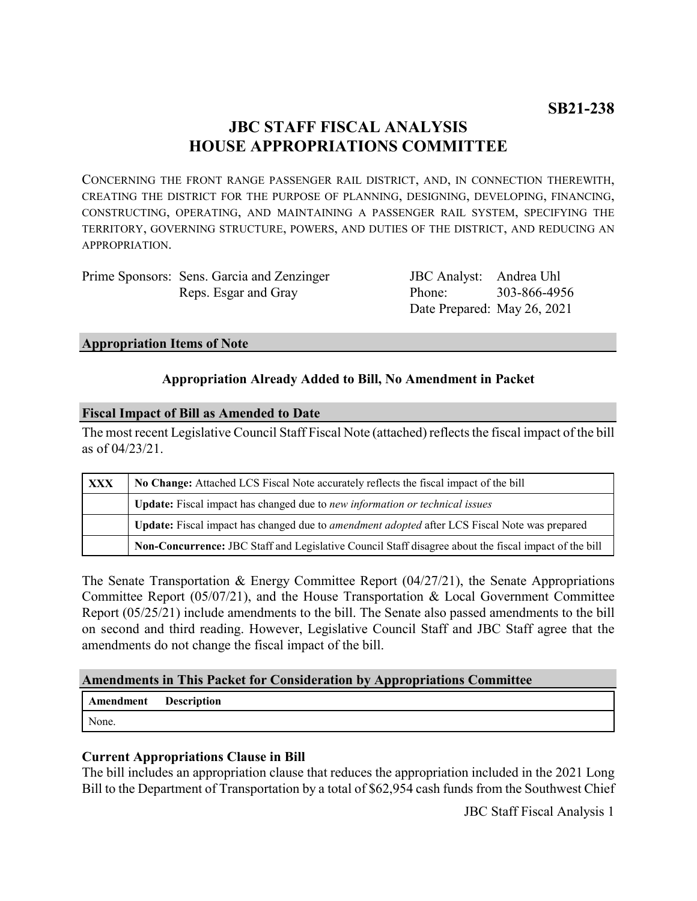**SB21-238**

# JBC STAFF FISCAL ANALYSIS
# HOUSE APPROPRIATIONS COMMITTEE

CONCERNING THE FRONT RANGE PASSENGER RAIL DISTRICT, AND, IN CONNECTION THEREWITH, CREATING THE DISTRICT FOR THE PURPOSE OF PLANNING, DESIGNING, DEVELOPING, FINANCING, CONSTRUCTING, OPERATING, AND MAINTAINING A PASSENGER RAIL SYSTEM, SPECIFYING THE TERRITORY, GOVERNING STRUCTURE, POWERS, AND DUTIES OF THE DISTRICT, AND REDUCING AN APPROPRIATION.

| | | | |
|---|---|---|---|
| Prime Sponsors: | Sens. Garcia and Zenzinger | JBC Analyst: | Andrea Uhl |
| | Reps. Esgar and Gray | Phone: | 303-866-4956 |
| | | Date Prepared: | May 26, 2021 |

## Appropriation Items of Note

**Appropriation Already Added to Bill, No Amendment in Packet**

## Fiscal Impact of Bill as Amended to Date

The most recent Legislative Council Staff Fiscal Note (attached) reflects the fiscal impact of the bill as of 04/23/21.

| | |
|---|---|
| **XXX** | **No Change:** Attached LCS Fiscal Note accurately reflects the fiscal impact of the bill |
| | **Update:** Fiscal impact has changed due to *new information or technical issues* |
| | **Update:** Fiscal impact has changed due to *amendment adopted* after LCS Fiscal Note was prepared |
| | **Non-Concurrence:** JBC Staff and Legislative Council Staff disagree about the fiscal impact of the bill |

The Senate Transportation & Energy Committee Report (04/27/21), the Senate Appropriations Committee Report (05/07/21), and the House Transportation & Local Government Committee Report (05/25/21) include amendments to the bill. The Senate also passed amendments to the bill on second and third reading. However, Legislative Council Staff and JBC Staff agree that the amendments do not change the fiscal impact of the bill.

## Amendments in This Packet for Consideration by Appropriations Committee

| Amendment | Description |
|---|---|
| None. | |

### Current Appropriations Clause in Bill

The bill includes an appropriation clause that reduces the appropriation included in the 2021 Long Bill to the Department of Transportation by a total of $62,954 cash funds from the Southwest Chief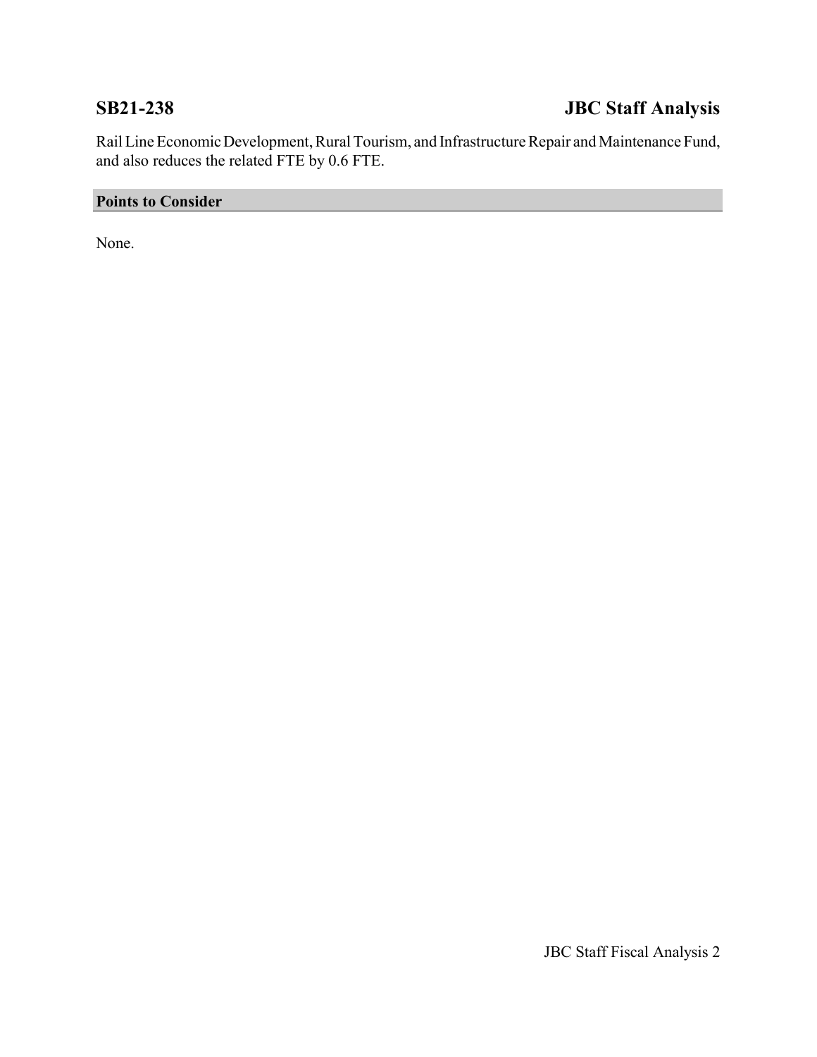Rail Line Economic Development, Rural Tourism, and Infrastructure Repair and Maintenance Fund, and also reduces the related FTE by 0.6 FTE.

## Points to Consider

None.